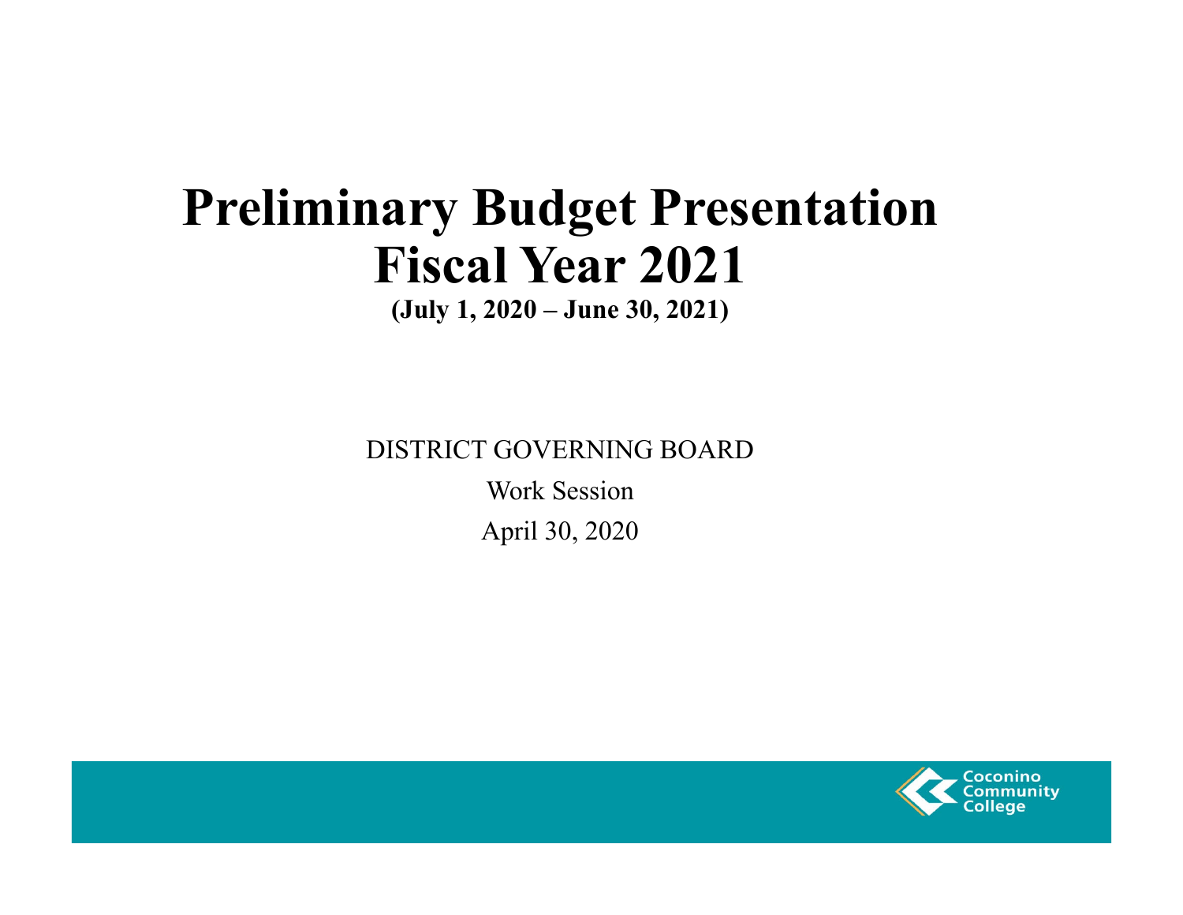# Preliminary Budget Presentation
# Fiscal Year 2021

**(July 1, 2020 – June 30, 2021)**

DISTRICT GOVERNING BOARD

Work Session

April 30, 2020

Coconino Community College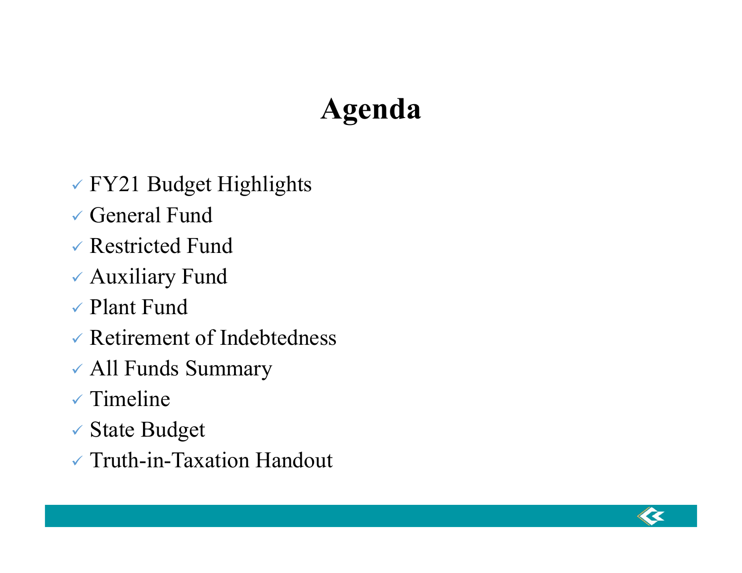# Agenda

- ✓ FY21 Budget Highlights
- ✓ General Fund
- ✓ Restricted Fund
- ✓ Auxiliary Fund
- ✓ Plant Fund
- ✓ Retirement of Indebtedness
- ✓ All Funds Summary
- ✓ Timeline
- ✓ State Budget
- ✓ Truth-in-Taxation Handout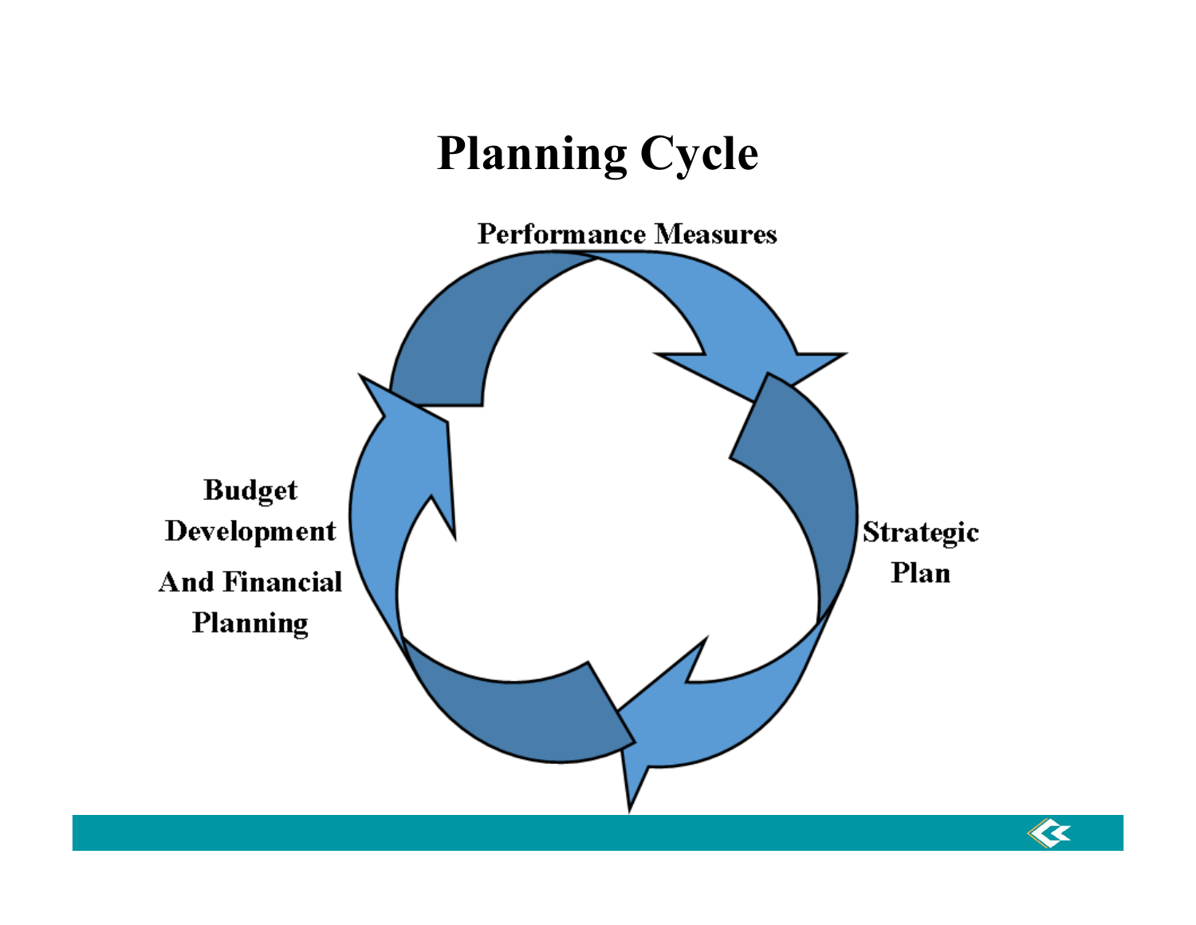# Planning Cycle

Performance Measures

Strategic Plan

Budget Development And Financial Planning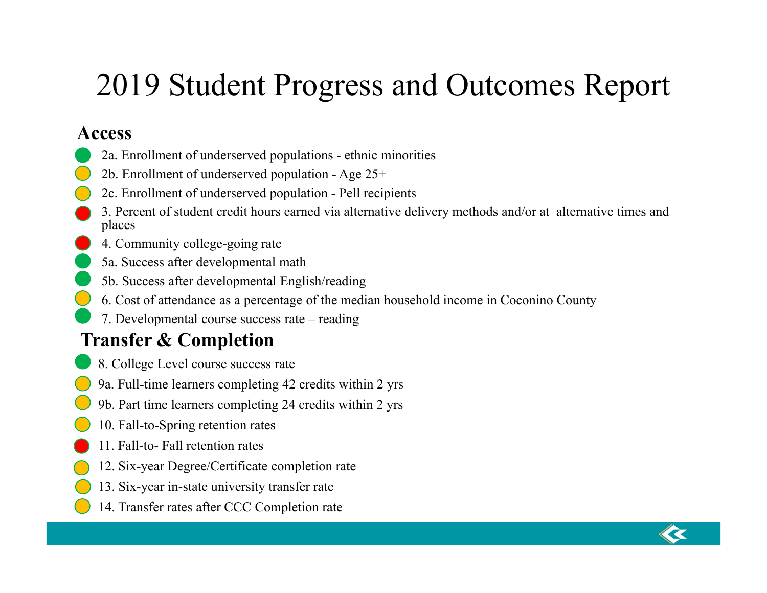# 2019 Student Progress and Outcomes Report

## Access

- 2a. Enrollment of underserved populations - ethnic minorities
- 2b. Enrollment of underserved population - Age 25+
- 2c. Enrollment of underserved population - Pell recipients
- 3. Percent of student credit hours earned via alternative delivery methods and/or at alternative times and places
- 4. Community college-going rate
- 5a. Success after developmental math
- 5b. Success after developmental English/reading
- 6. Cost of attendance as a percentage of the median household income in Coconino County
- 7. Developmental course success rate – reading

## Transfer & Completion

- 8. College Level course success rate
- 9a. Full-time learners completing 42 credits within 2 yrs
- 9b. Part time learners completing 24 credits within 2 yrs
- 10. Fall-to-Spring retention rates
- 11. Fall-to- Fall retention rates
- 12. Six-year Degree/Certificate completion rate
- 13. Six-year in-state university transfer rate
- 14. Transfer rates after CCC Completion rate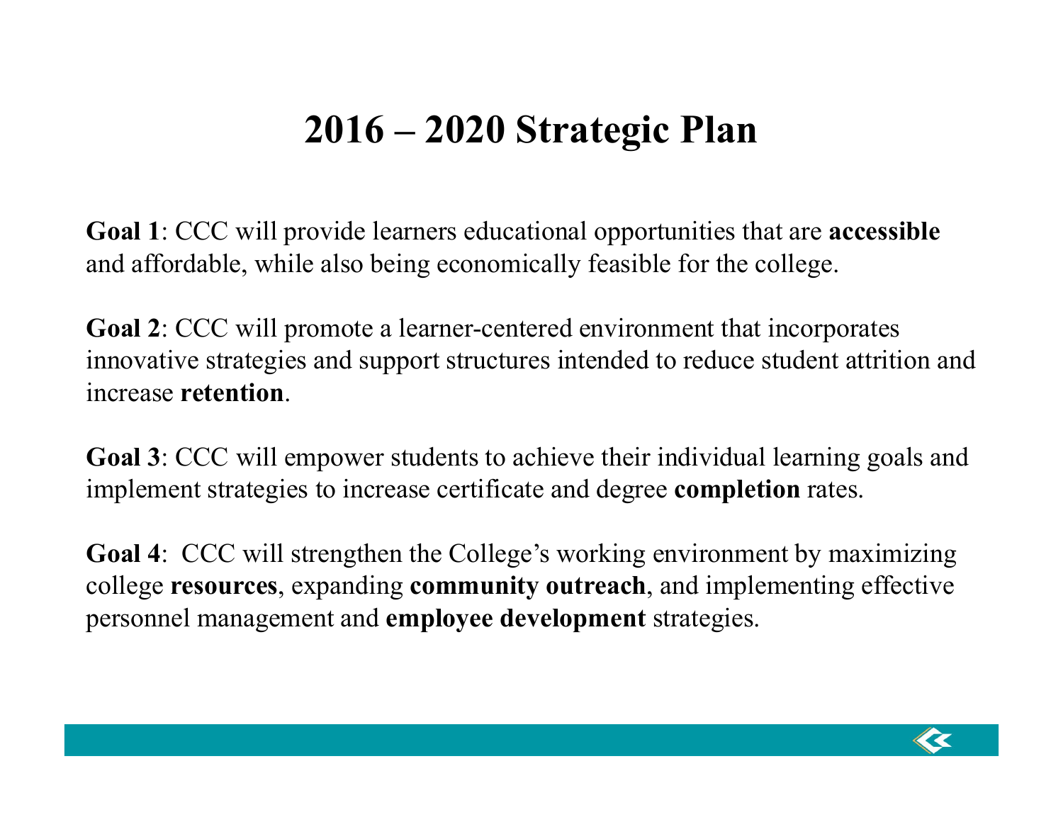# 2016 – 2020 Strategic Plan

**Goal 1**: CCC will provide learners educational opportunities that are **accessible** and affordable, while also being economically feasible for the college.

**Goal 2**: CCC will promote a learner-centered environment that incorporates innovative strategies and support structures intended to reduce student attrition and increase **retention**.

**Goal 3**: CCC will empower students to achieve their individual learning goals and implement strategies to increase certificate and degree **completion** rates.

**Goal 4**: CCC will strengthen the College's working environment by maximizing college **resources**, expanding **community outreach**, and implementing effective personnel management and **employee development** strategies.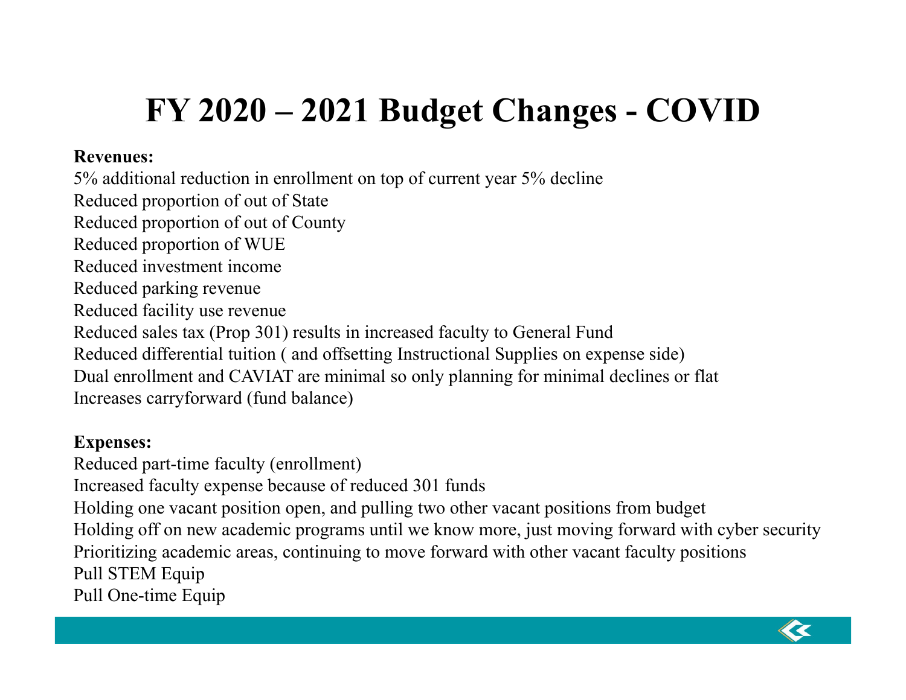# FY 2020 – 2021 Budget Changes - COVID

**Revenues:**

5% additional reduction in enrollment on top of current year 5% decline
Reduced proportion of out of State
Reduced proportion of out of County
Reduced proportion of WUE
Reduced investment income
Reduced parking revenue
Reduced facility use revenue
Reduced sales tax (Prop 301) results in increased faculty to General Fund
Reduced differential tuition ( and offsetting Instructional Supplies on expense side)
Dual enrollment and CAVIAT are minimal so only planning for minimal declines or flat
Increases carryforward (fund balance)

**Expenses:**

Reduced part-time faculty (enrollment)
Increased faculty expense because of reduced 301 funds
Holding one vacant position open, and pulling two other vacant positions from budget
Holding off on new academic programs until we know more, just moving forward with cyber security
Prioritizing academic areas, continuing to move forward with other vacant faculty positions
Pull STEM Equip
Pull One-time Equip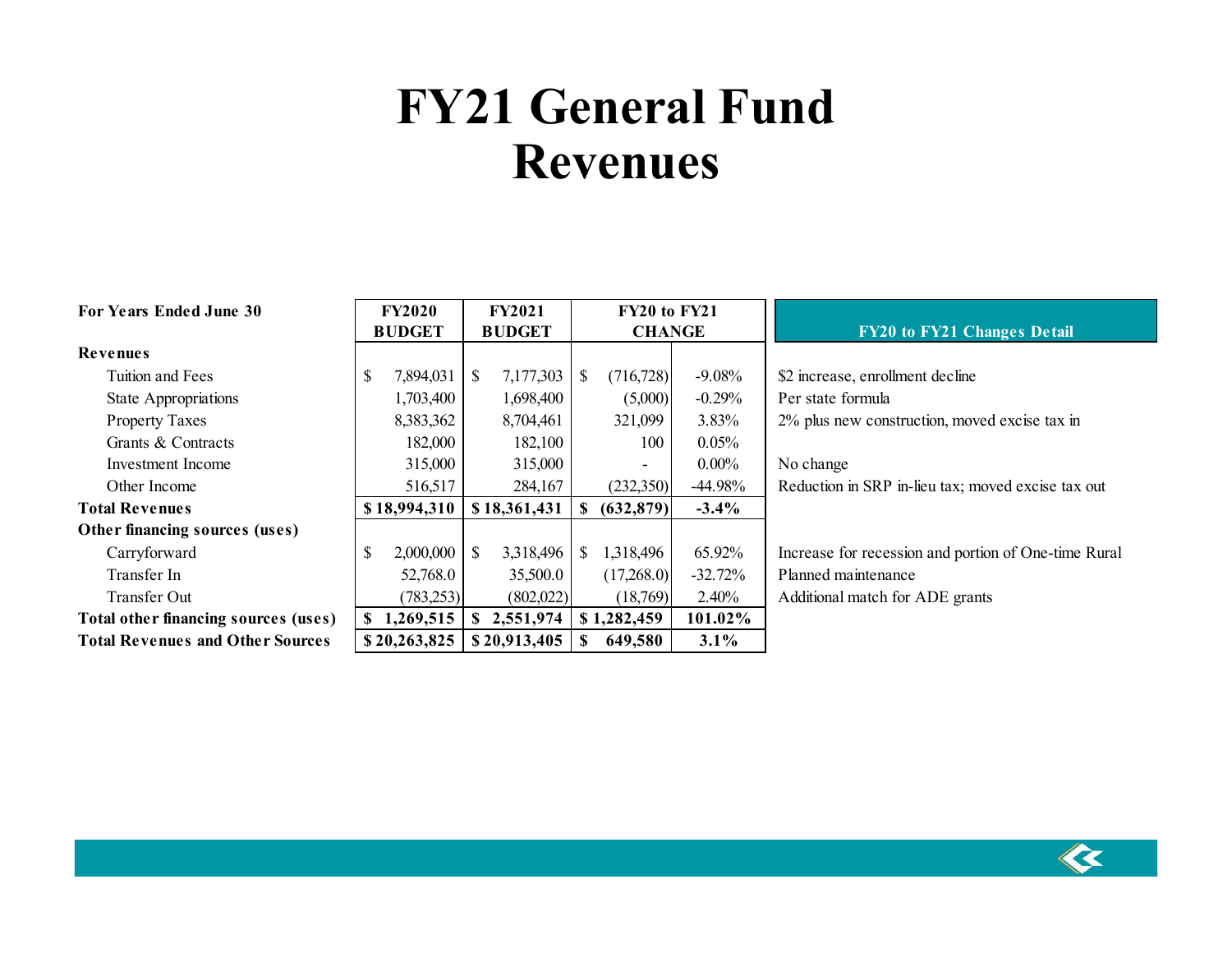# FY21 General Fund Revenues

| For Years Ended June 30 | FY2020 BUDGET | FY2021 BUDGET | FY20 to FY21 CHANGE | | FY20 to FY21 Changes Detail |
|---|---|---|---|---|---|
| **Revenues** | | | | | |
| Tuition and Fees | $ 7,894,031 | $ 7,177,303 | $ (716,728) | -9.08% | $2 increase, enrollment decline |
| State Appropriations | 1,703,400 | 1,698,400 | (5,000) | -0.29% | Per state formula |
| Property Taxes | 8,383,362 | 8,704,461 | 321,099 | 3.83% | 2% plus new construction, moved excise tax in |
| Grants & Contracts | 182,000 | 182,100 | 100 | 0.05% | |
| Investment Income | 315,000 | 315,000 | - | 0.00% | No change |
| Other Income | 516,517 | 284,167 | (232,350) | -44.98% | Reduction in SRP in-lieu tax; moved excise tax out |
| **Total Revenues** | **$ 18,994,310** | **$ 18,361,431** | **$ (632,879)** | **-3.4%** | |
| **Other financing sources (uses)** | | | | | |
| Carryforward | $ 2,000,000 | $ 3,318,496 | $ 1,318,496 | 65.92% | Increase for recession and portion of One-time Rural |
| Transfer In | 52,768.0 | 35,500.0 | (17,268.0) | -32.72% | Planned maintenance |
| Transfer Out | (783,253) | (802,022) | (18,769) | 2.40% | Additional match for ADE grants |
| **Total other financing sources (uses)** | **$ 1,269,515** | **$ 2,551,974** | **$ 1,282,459** | **101.02%** | |
| **Total Revenues and Other Sources** | **$ 20,263,825** | **$ 20,913,405** | **$ 649,580** | **3.1%** | |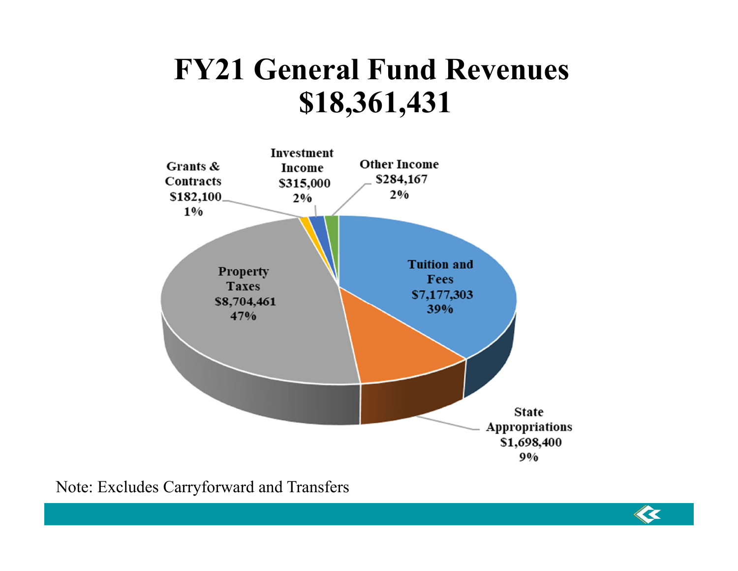# FY21 General Fund Revenues
# $18,361,431

Property Taxes $8,704,461 47%

Tuition and Fees $7,177,303 39%

State Appropriations $1,698,400 9%

Grants & Contracts $182,100 1%

Investment Income $315,000 2%

Other Income $284,167 2%

Note: Excludes Carryforward and Transfers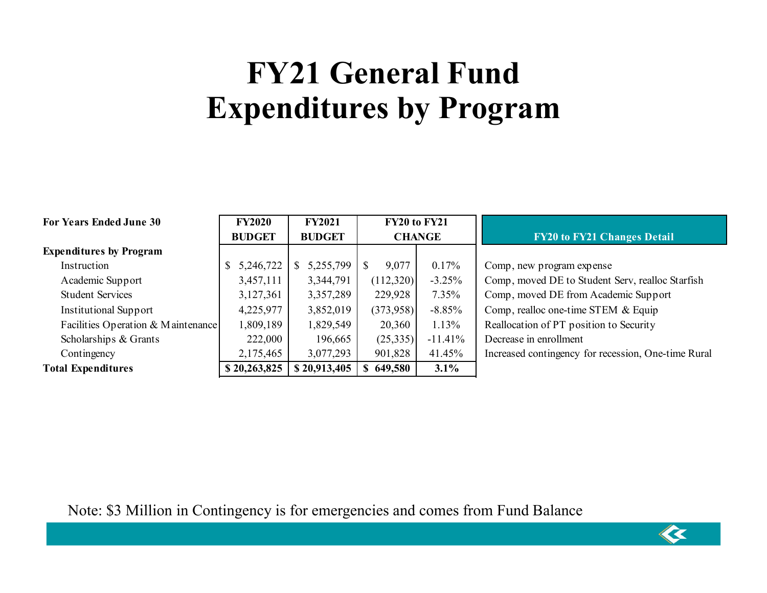# FY21 General Fund Expenditures by Program

| For Years Ended June 30 | FY2020 BUDGET | FY2021 BUDGET | FY20 to FY21 CHANGE | | FY20 to FY21 Changes Detail |
|---|---|---|---|---|---|
| **Expenditures by Program** | | | | | |
| Instruction | $ 5,246,722 | $ 5,255,799 | $ 9,077 | 0.17% | Comp, new program expense |
| Academic Support | 3,457,111 | 3,344,791 | (112,320) | -3.25% | Comp, moved DE to Student Serv, realloc Starfish |
| Student Services | 3,127,361 | 3,357,289 | 229,928 | 7.35% | Comp, moved DE from Academic Support |
| Institutional Support | 4,225,977 | 3,852,019 | (373,958) | -8.85% | Comp, realloc one-time STEM & Equip |
| Facilities Operation & Maintenance | 1,809,189 | 1,829,549 | 20,360 | 1.13% | Reallocation of PT position to Security |
| Scholarships & Grants | 222,000 | 196,665 | (25,335) | -11.41% | Decrease in enrollment |
| Contingency | 2,175,465 | 3,077,293 | 901,828 | 41.45% | Increased contingency for recession, One-time Rural |
| **Total Expenditures** | **$ 20,263,825** | **$ 20,913,405** | **$ 649,580** | **3.1%** | |

Note: $3 Million in Contingency is for emergencies and comes from Fund Balance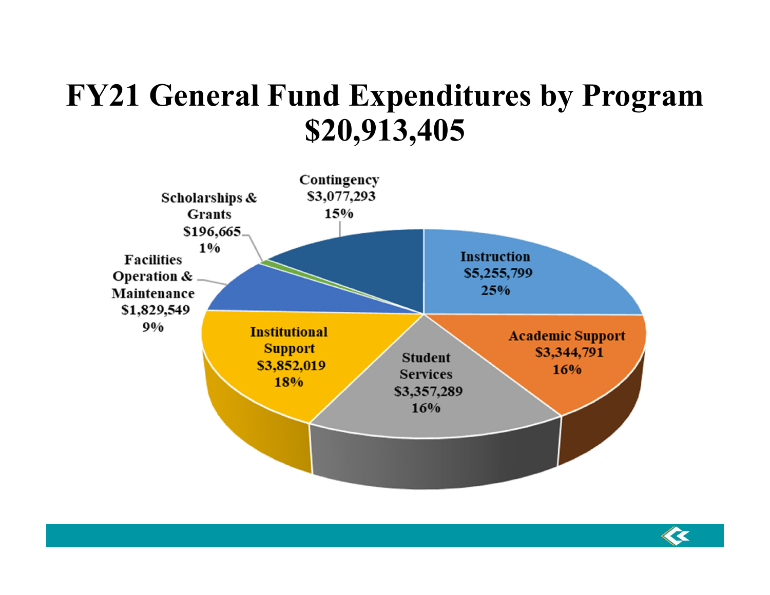# FY21 General Fund Expenditures by Program
# $20,913,405

Instruction
$5,255,799
25%

Academic Support
$3,344,791
16%

Student Services
$3,357,289
16%

Institutional Support
$3,852,019
18%

Facilities Operation & Maintenance
$1,829,549
9%

Scholarships & Grants
$196,665
1%

Contingency
$3,077,293
15%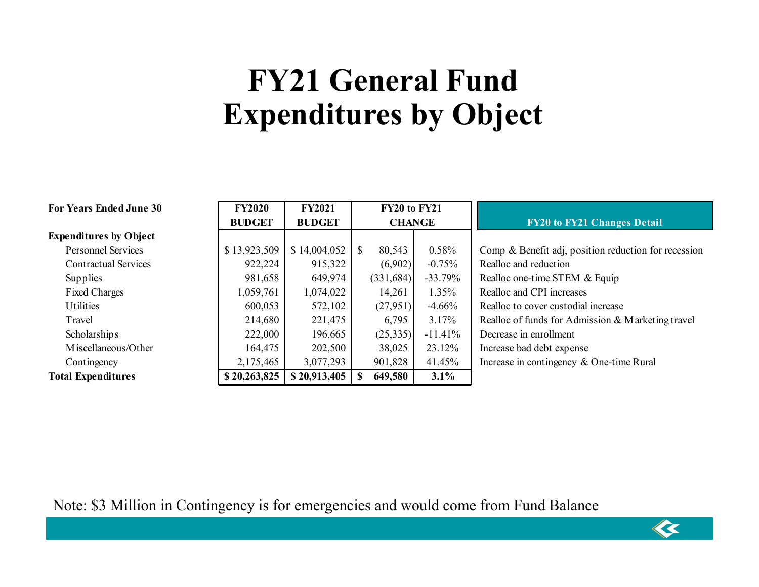# FY21 General Fund Expenditures by Object

| For Years Ended June 30 | FY2020 BUDGET | FY2021 BUDGET | FY20 to FY21 CHANGE | | FY20 to FY21 Changes Detail |
|---|---|---|---|---|---|
| **Expenditures by Object** | | | | | |
| Personnel Services | $ 13,923,509 | $ 14,004,052 | $ 80,543 | 0.58% | Comp & Benefit adj, position reduction for recession |
| Contractual Services | 922,224 | 915,322 | (6,902) | -0.75% | Realloc and reduction |
| Supplies | 981,658 | 649,974 | (331,684) | -33.79% | Realloc one-time STEM & Equip |
| Fixed Charges | 1,059,761 | 1,074,022 | 14,261 | 1.35% | Realloc and CPI increases |
| Utilities | 600,053 | 572,102 | (27,951) | -4.66% | Realloc to cover custodial increase |
| Travel | 214,680 | 221,475 | 6,795 | 3.17% | Realloc of funds for Admission & Marketing travel |
| Scholarships | 222,000 | 196,665 | (25,335) | -11.41% | Decrease in enrollment |
| Miscellaneous/Other | 164,475 | 202,500 | 38,025 | 23.12% | Increase bad debt expense |
| Contingency | 2,175,465 | 3,077,293 | 901,828 | 41.45% | Increase in contingency & One-time Rural |
| **Total Expenditures** | **$ 20,263,825** | **$ 20,913,405** | **$ 649,580** | **3.1%** | |

Note: $3 Million in Contingency is for emergencies and would come from Fund Balance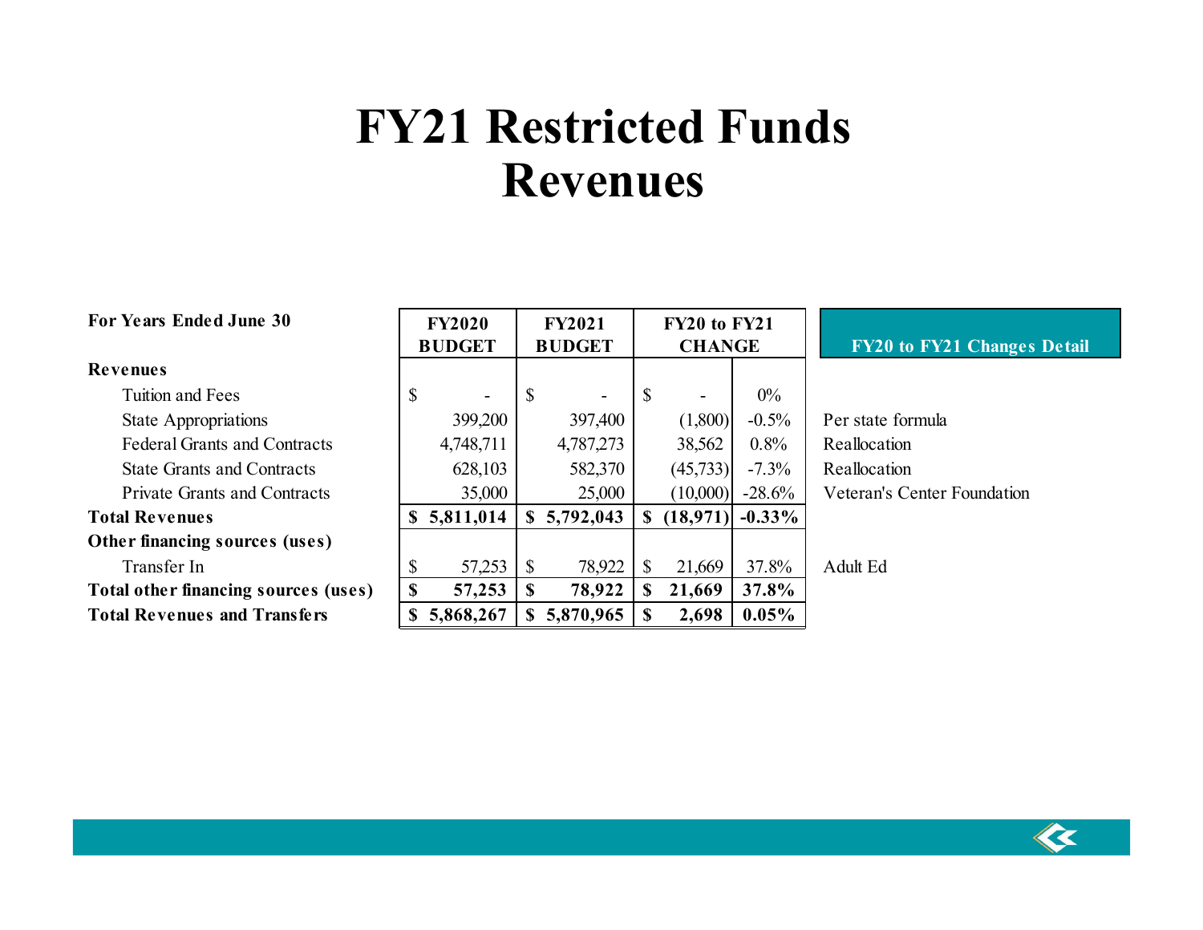# FY21 Restricted Funds Revenues

| For Years Ended June 30 | FY2020 BUDGET | FY2021 BUDGET | FY20 to FY21 CHANGE | | FY20 to FY21 Changes Detail |
|---|---|---|---|---|---|
| **Revenues** | | | | | |
| Tuition and Fees | $ - | $ - | $ - | 0% | |
| State Appropriations | 399,200 | 397,400 | (1,800) | -0.5% | Per state formula |
| Federal Grants and Contracts | 4,748,711 | 4,787,273 | 38,562 | 0.8% | Reallocation |
| State Grants and Contracts | 628,103 | 582,370 | (45,733) | -7.3% | Reallocation |
| Private Grants and Contracts | 35,000 | 25,000 | (10,000) | -28.6% | Veteran's Center Foundation |
| **Total Revenues** | **$ 5,811,014** | **$ 5,792,043** | **$ (18,971)** | **-0.33%** | |
| **Other financing sources (uses)** | | | | | |
| Transfer In | $ 57,253 | $ 78,922 | $ 21,669 | 37.8% | Adult Ed |
| **Total other financing sources (uses)** | **$ 57,253** | **$ 78,922** | **$ 21,669** | **37.8%** | |
| **Total Revenues and Transfers** | **$ 5,868,267** | **$ 5,870,965** | **$ 2,698** | **0.05%** | |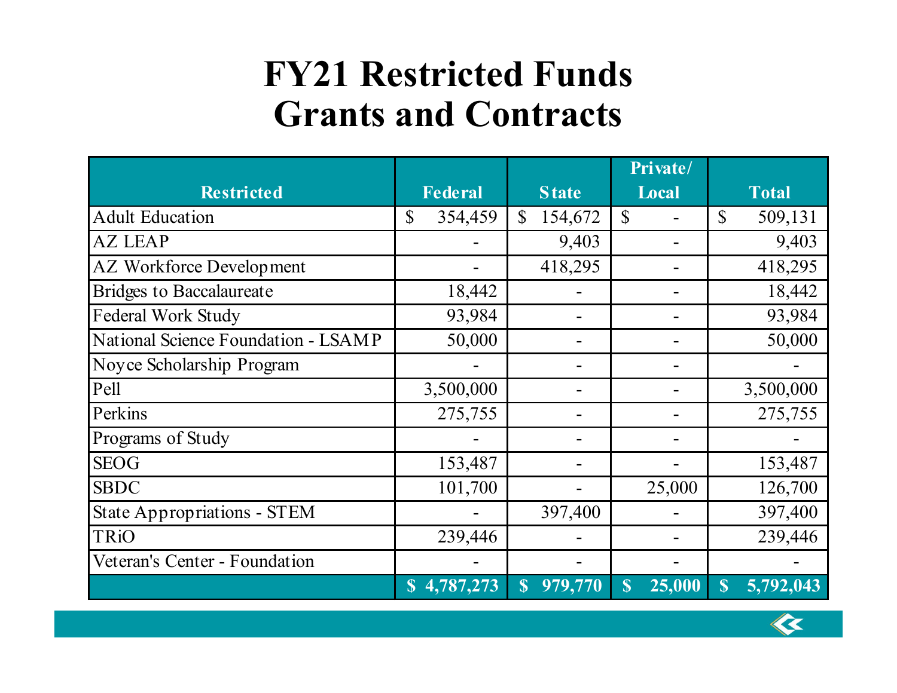# FY21 Restricted Funds
# Grants and Contracts

| Restricted | Federal | State | Private/ Local | Total |
|---|---|---|---|---|
| Adult Education | $ 354,459 | $ 154,672 | $ - | $ 509,131 |
| AZ LEAP | - | 9,403 | - | 9,403 |
| AZ Workforce Development | - | 418,295 | - | 418,295 |
| Bridges to Baccalaureate | 18,442 | - | - | 18,442 |
| Federal Work Study | 93,984 | - | - | 93,984 |
| National Science Foundation - LSAMP | 50,000 | - | - | 50,000 |
| Noyce Scholarship Program | - | - | - | - |
| Pell | 3,500,000 | - | - | 3,500,000 |
| Perkins | 275,755 | - | - | 275,755 |
| Programs of Study | - | - | - | - |
| SEOG | 153,487 | - | - | 153,487 |
| SBDC | 101,700 | - | 25,000 | 126,700 |
| State Appropriations - STEM | - | 397,400 | - | 397,400 |
| TRiO | 239,446 | - | - | 239,446 |
| Veteran's Center - Foundation | - | - | - | - |
| | **$ 4,787,273** | **$ 979,770** | **$ 25,000** | **$ 5,792,043** |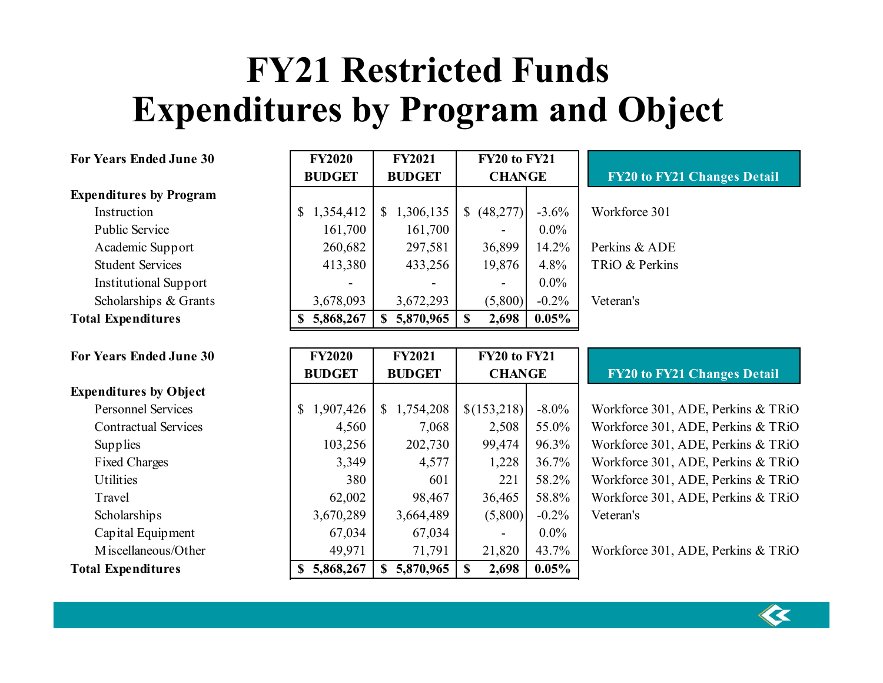# FY21 Restricted Funds
# Expenditures by Program and Object

| For Years Ended June 30 | FY2020 BUDGET | FY2021 BUDGET | FY20 to FY21 CHANGE | | FY20 to FY21 Changes Detail |
|---|---|---|---|---|---|
| **Expenditures by Program** | | | | | |
| Instruction | $ 1,354,412 | $ 1,306,135 | $ (48,277) | -3.6% | Workforce 301 |
| Public Service | 161,700 | 161,700 | - | 0.0% | |
| Academic Support | 260,682 | 297,581 | 36,899 | 14.2% | Perkins & ADE |
| Student Services | 413,380 | 433,256 | 19,876 | 4.8% | TRiO & Perkins |
| Institutional Support | - | - | - | 0.0% | |
| Scholarships & Grants | 3,678,093 | 3,672,293 | (5,800) | -0.2% | Veteran's |
| **Total Expenditures** | **$ 5,868,267** | **$ 5,870,965** | **$ 2,698** | **0.05%** | |

| For Years Ended June 30 | FY2020 BUDGET | FY2021 BUDGET | FY20 to FY21 CHANGE | | FY20 to FY21 Changes Detail |
|---|---|---|---|---|---|
| **Expenditures by Object** | | | | | |
| Personnel Services | $ 1,907,426 | $ 1,754,208 | $(153,218) | -8.0% | Workforce 301, ADE, Perkins & TRiO |
| Contractual Services | 4,560 | 7,068 | 2,508 | 55.0% | Workforce 301, ADE, Perkins & TRiO |
| Supplies | 103,256 | 202,730 | 99,474 | 96.3% | Workforce 301, ADE, Perkins & TRiO |
| Fixed Charges | 3,349 | 4,577 | 1,228 | 36.7% | Workforce 301, ADE, Perkins & TRiO |
| Utilities | 380 | 601 | 221 | 58.2% | Workforce 301, ADE, Perkins & TRiO |
| Travel | 62,002 | 98,467 | 36,465 | 58.8% | Workforce 301, ADE, Perkins & TRiO |
| Scholarships | 3,670,289 | 3,664,489 | (5,800) | -0.2% | Veteran's |
| Capital Equipment | 67,034 | 67,034 | - | 0.0% | |
| Miscellaneous/Other | 49,971 | 71,791 | 21,820 | 43.7% | Workforce 301, ADE, Perkins & TRiO |
| **Total Expenditures** | **$ 5,868,267** | **$ 5,870,965** | **$ 2,698** | **0.05%** | |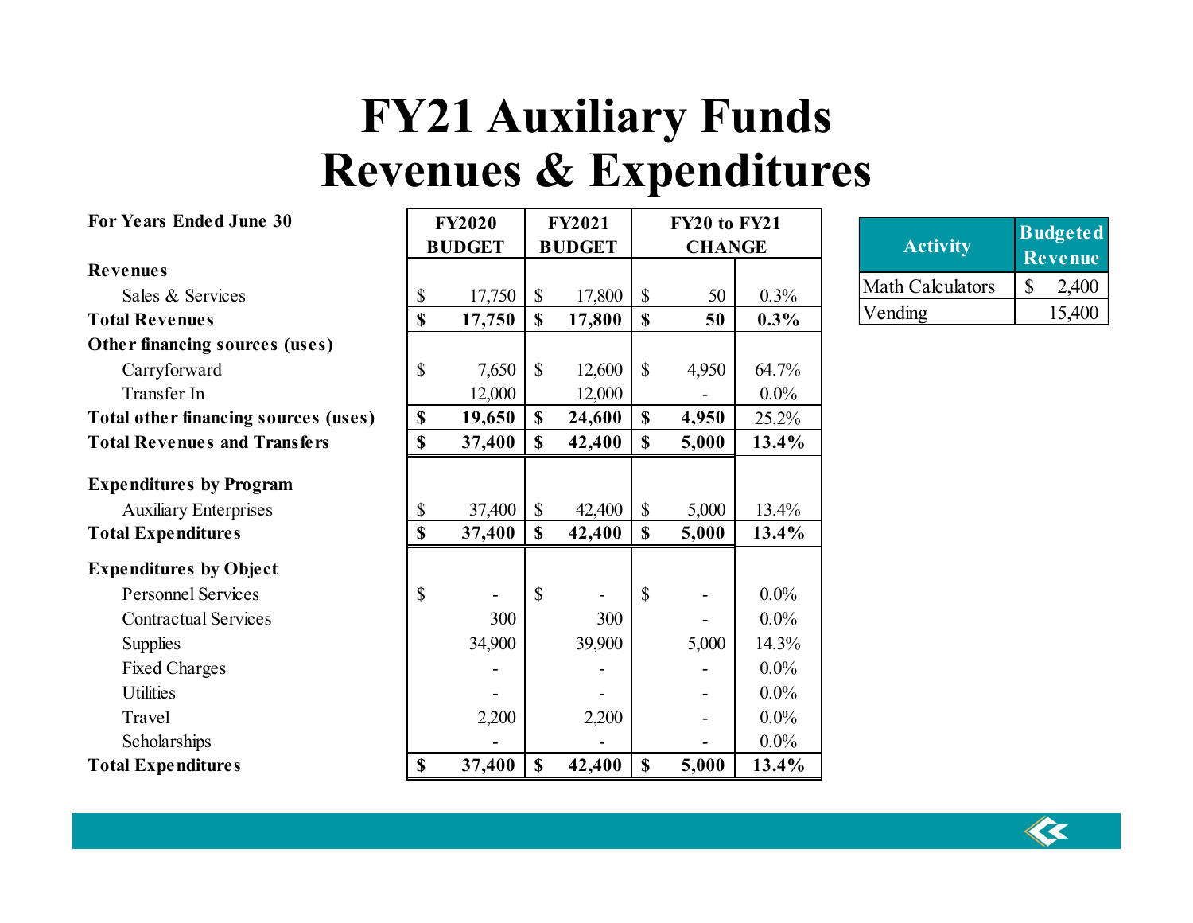# FY21 Auxiliary Funds
# Revenues & Expenditures

| For Years Ended June 30 | FY2020 BUDGET | FY2021 BUDGET | FY20 to FY21 CHANGE | |
|---|---|---|---|---|
| **Revenues** | | | | |
| Sales & Services | $ 17,750 | $ 17,800 | $ 50 | 0.3% |
| **Total Revenues** | **$ 17,750** | **$ 17,800** | **$ 50** | **0.3%** |
| **Other financing sources (uses)** | | | | |
| Carryforward | $ 7,650 | $ 12,600 | $ 4,950 | 64.7% |
| Transfer In | 12,000 | 12,000 | - | 0.0% |
| **Total other financing sources (uses)** | **$ 19,650** | **$ 24,600** | **$ 4,950** | 25.2% |
| **Total Revenues and Transfers** | **$ 37,400** | **$ 42,400** | **$ 5,000** | **13.4%** |
| **Expenditures by Program** | | | | |
| Auxiliary Enterprises | $ 37,400 | $ 42,400 | $ 5,000 | 13.4% |
| **Total Expenditures** | **$ 37,400** | **$ 42,400** | **$ 5,000** | **13.4%** |
| **Expenditures by Object** | | | | |
| Personnel Services | $ - | $ - | $ - | 0.0% |
| Contractual Services | 300 | 300 | - | 0.0% |
| Supplies | 34,900 | 39,900 | 5,000 | 14.3% |
| Fixed Charges | - | - | - | 0.0% |
| Utilities | - | - | - | 0.0% |
| Travel | 2,200 | 2,200 | - | 0.0% |
| Scholarships | - | - | - | 0.0% |
| **Total Expenditures** | **$ 37,400** | **$ 42,400** | **$ 5,000** | **13.4%** |

| Activity | Budgeted Revenue |
|---|---|
| Math Calculators | $ 2,400 |
| Vending | 15,400 |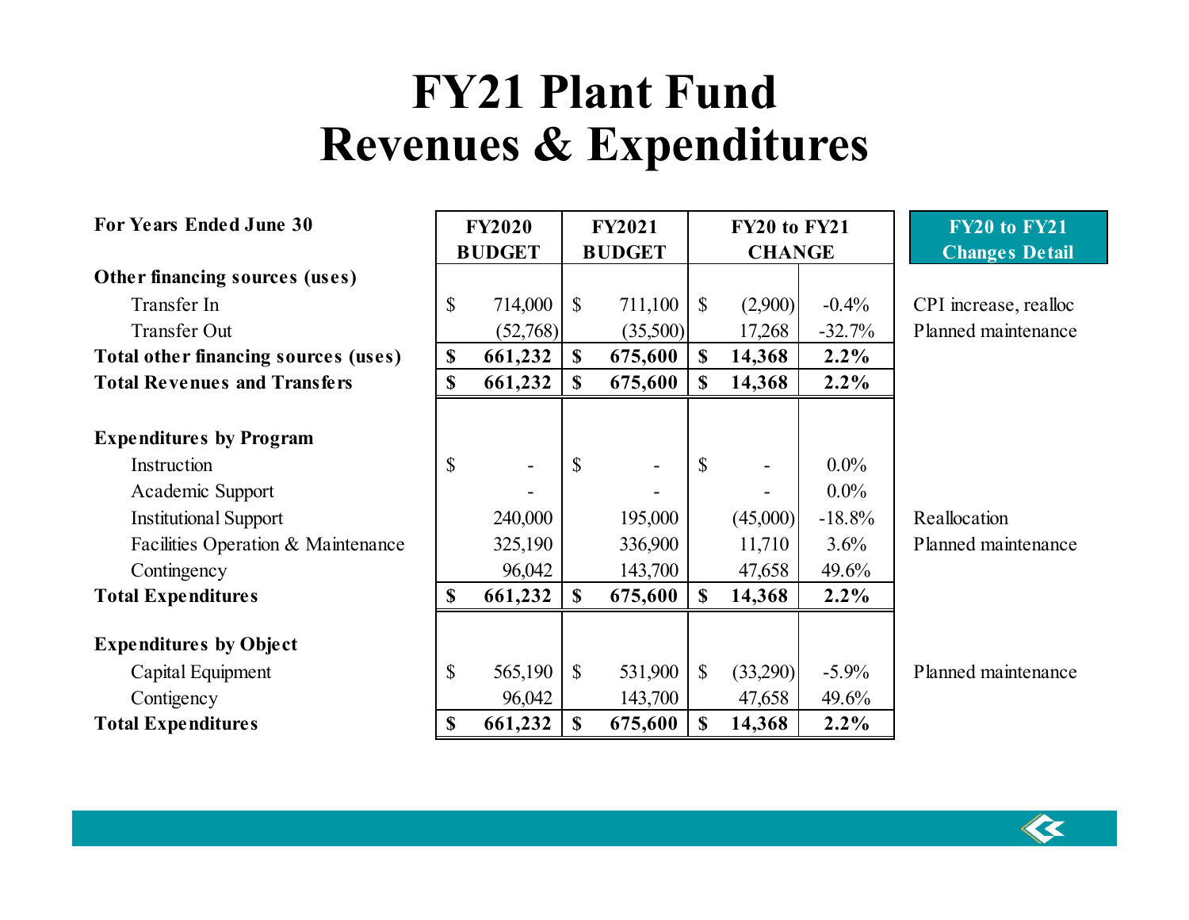# FY21 Plant Fund
# Revenues & Expenditures

| For Years Ended June 30 | FY2020 BUDGET | FY2021 BUDGET | FY20 to FY21 CHANGE | | FY20 to FY21 Changes Detail |
|---|---|---|---|---|---|
| **Other financing sources (uses)** | | | | | |
| Transfer In | $ 714,000 | $ 711,100 | $ (2,900) | -0.4% | CPI increase, realloc |
| Transfer Out | (52,768) | (35,500) | 17,268 | -32.7% | Planned maintenance |
| **Total other financing sources (uses)** | **$ 661,232** | **$ 675,600** | **$ 14,368** | **2.2%** | |
| **Total Revenues and Transfers** | **$ 661,232** | **$ 675,600** | **$ 14,368** | **2.2%** | |
| | | | | | |
| **Expenditures by Program** | | | | | |
| Instruction | $ - | $ - | $ - | 0.0% | |
| Academic Support | - | - | - | 0.0% | |
| Institutional Support | 240,000 | 195,000 | (45,000) | -18.8% | Reallocation |
| Facilities Operation & Maintenance | 325,190 | 336,900 | 11,710 | 3.6% | Planned maintenance |
| Contingency | 96,042 | 143,700 | 47,658 | 49.6% | |
| **Total Expenditures** | **$ 661,232** | **$ 675,600** | **$ 14,368** | **2.2%** | |
| | | | | | |
| **Expenditures by Object** | | | | | |
| Capital Equipment | $ 565,190 | $ 531,900 | $ (33,290) | -5.9% | Planned maintenance |
| Contigency | 96,042 | 143,700 | 47,658 | 49.6% | |
| **Total Expenditures** | **$ 661,232** | **$ 675,600** | **$ 14,368** | **2.2%** | |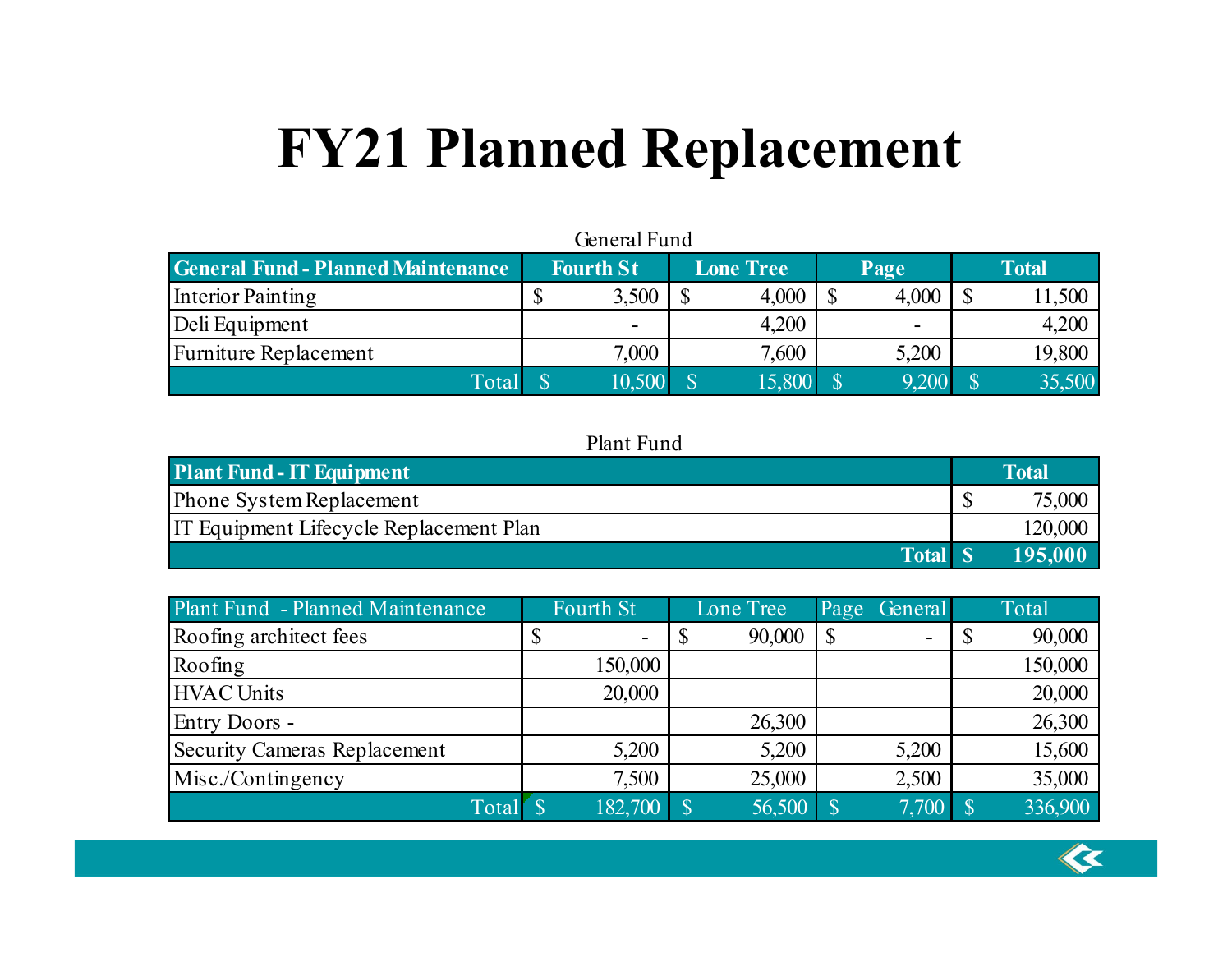# FY21 Planned Replacement

General Fund

| General Fund - Planned Maintenance | Fourth St | Lone Tree | Page | Total |
|---|---|---|---|---|
| Interior Painting | $ 3,500 | $ 4,000 | $ 4,000 | $ 11,500 |
| Deli Equipment | - | 4,200 | - | 4,200 |
| Furniture Replacement | 7,000 | 7,600 | 5,200 | 19,800 |
| Total | $ 10,500 | $ 15,800 | $ 9,200 | $ 35,500 |

Plant Fund

| Plant Fund - IT Equipment | Total |
|---|---|
| Phone System Replacement | $ 75,000 |
| IT Equipment Lifecycle Replacement Plan | 120,000 |
| **Total** | **$ 195,000** |

| Plant Fund - Planned Maintenance | Fourth St | Lone Tree | Page General | Total |
|---|---|---|---|---|
| Roofing architect fees | $ - | $ 90,000 | $ - | $ 90,000 |
| Roofing | 150,000 | | | 150,000 |
| HVAC Units | 20,000 | | | 20,000 |
| Entry Doors - | | 26,300 | | 26,300 |
| Security Cameras Replacement | 5,200 | 5,200 | 5,200 | 15,600 |
| Misc./Contingency | 7,500 | 25,000 | 2,500 | 35,000 |
| Total | $ 182,700 | $ 56,500 | $ 7,700 | $ 336,900 |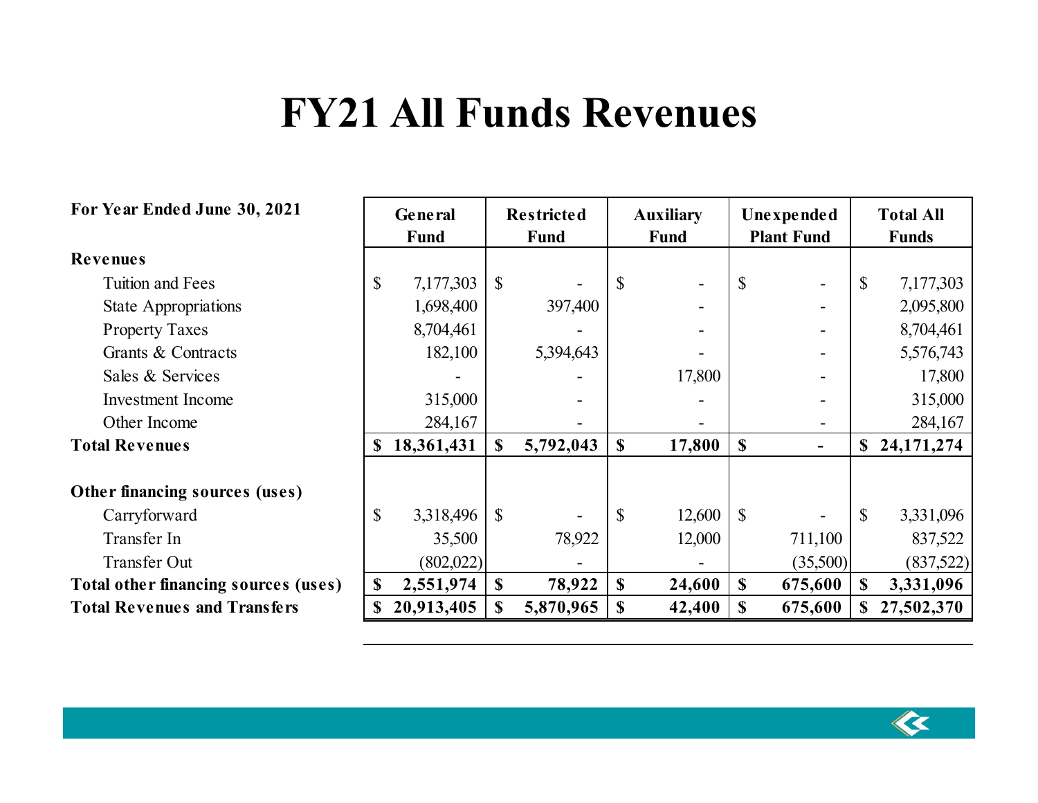# FY21 All Funds Revenues

| For Year Ended June 30, 2021 | General Fund | Restricted Fund | Auxiliary Fund | Unexpended Plant Fund | Total All Funds |
|---|---|---|---|---|---|
| **Revenues** | | | | | |
| Tuition and Fees | $ 7,177,303 | $ - | $ - | $ - | $ 7,177,303 |
| State Appropriations | 1,698,400 | 397,400 | - | - | 2,095,800 |
| Property Taxes | 8,704,461 | - | - | - | 8,704,461 |
| Grants & Contracts | 182,100 | 5,394,643 | - | - | 5,576,743 |
| Sales & Services | - | - | 17,800 | - | 17,800 |
| Investment Income | 315,000 | - | - | - | 315,000 |
| Other Income | 284,167 | - | - | - | 284,167 |
| **Total Revenues** | **$ 18,361,431** | **$ 5,792,043** | **$ 17,800** | **$ -** | **$ 24,171,274** |
| **Other financing sources (uses)** | | | | | |
| Carryforward | $ 3,318,496 | $ - | $ 12,600 | $ - | $ 3,331,096 |
| Transfer In | 35,500 | 78,922 | 12,000 | 711,100 | 837,522 |
| Transfer Out | (802,022) | - | - | (35,500) | (837,522) |
| **Total other financing sources (uses)** | **$ 2,551,974** | **$ 78,922** | **$ 24,600** | **$ 675,600** | **$ 3,331,096** |
| **Total Revenues and Transfers** | **$ 20,913,405** | **$ 5,870,965** | **$ 42,400** | **$ 675,600** | **$ 27,502,370** |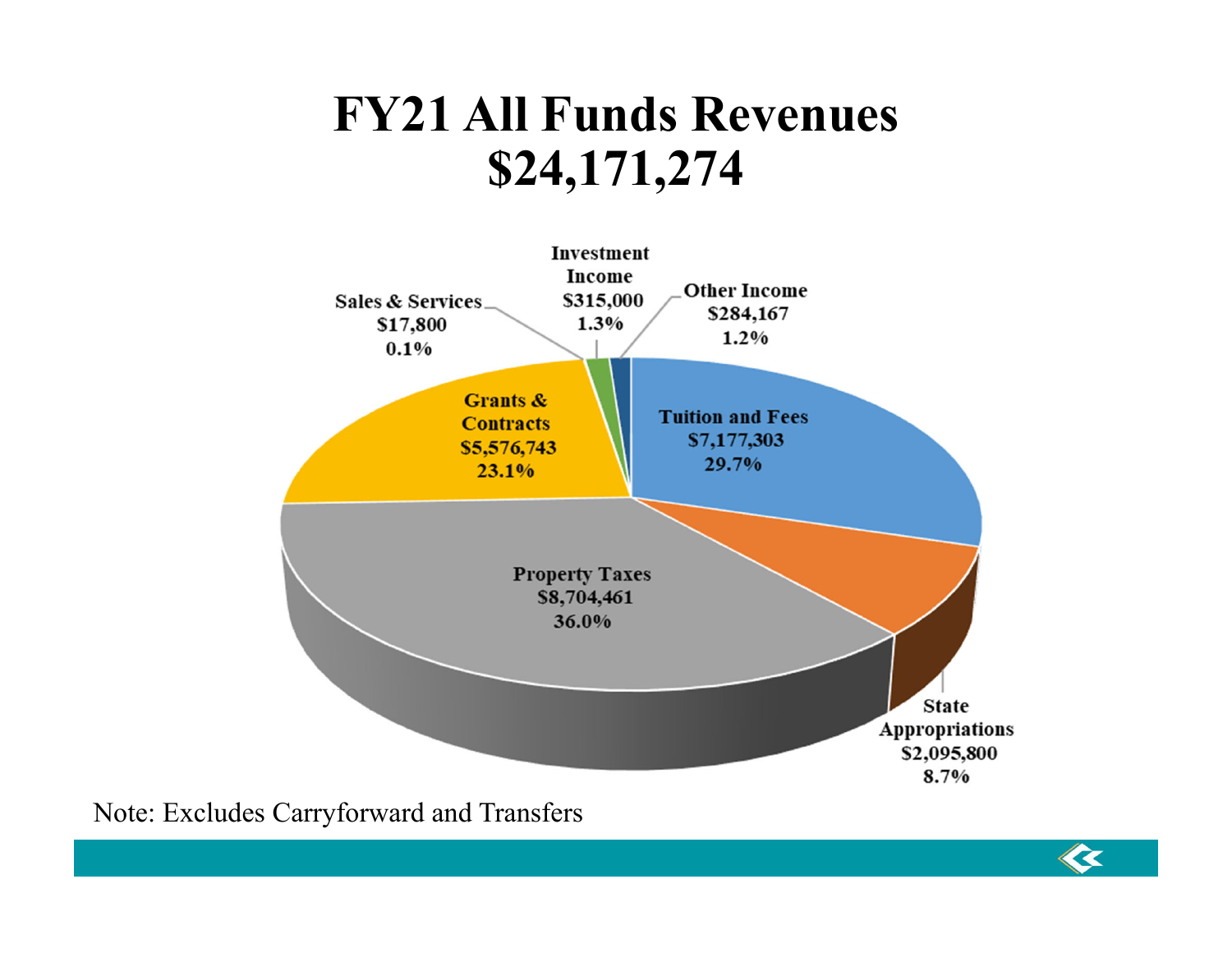# FY21 All Funds Revenues
# $24,171,274

Investment Income $315,000 1.3%

Other Income $284,167 1.2%

Sales & Services $17,800 0.1%

Grants & Contracts $5,576,743 23.1%

Tuition and Fees $7,177,303 29.7%

Property Taxes $8,704,461 36.0%

State Appropriations $2,095,800 8.7%

Note: Excludes Carryforward and Transfers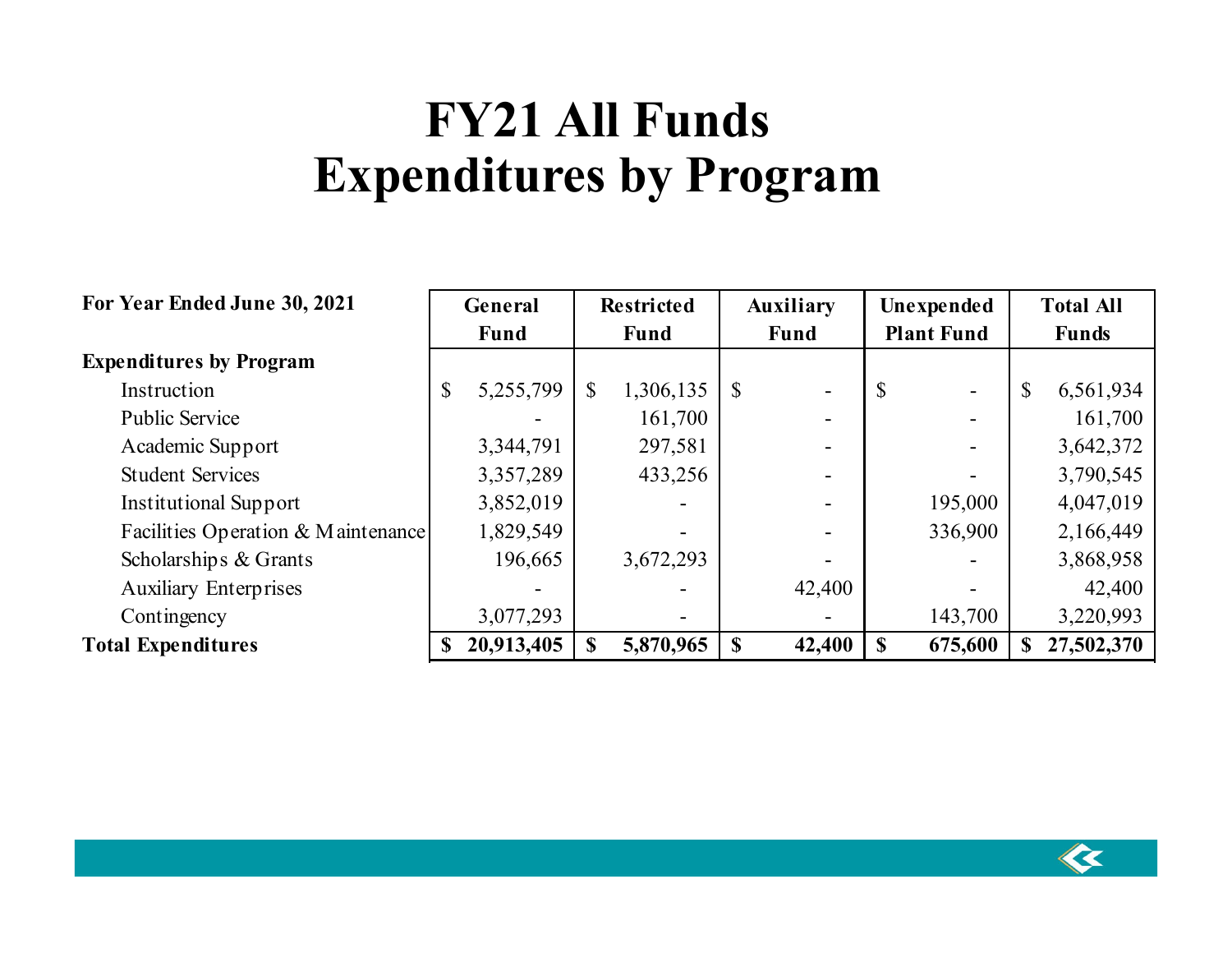# FY21 All Funds
# Expenditures by Program

| For Year Ended June 30, 2021 | General Fund | Restricted Fund | Auxiliary Fund | Unexpended Plant Fund | Total All Funds |
|---|---|---|---|---|---|
| **Expenditures by Program** | | | | | |
| Instruction | $ 5,255,799 | $ 1,306,135 | $ - | $ - | $ 6,561,934 |
| Public Service | - | 161,700 | - | - | 161,700 |
| Academic Support | 3,344,791 | 297,581 | - | - | 3,642,372 |
| Student Services | 3,357,289 | 433,256 | - | - | 3,790,545 |
| Institutional Support | 3,852,019 | - | - | 195,000 | 4,047,019 |
| Facilities Operation & Maintenance | 1,829,549 | - | - | 336,900 | 2,166,449 |
| Scholarships & Grants | 196,665 | 3,672,293 | - | - | 3,868,958 |
| Auxiliary Enterprises | - | - | 42,400 | - | 42,400 |
| Contingency | 3,077,293 | - | - | 143,700 | 3,220,993 |
| **Total Expenditures** | **$ 20,913,405** | **$ 5,870,965** | **$ 42,400** | **$ 675,600** | **$ 27,502,370** |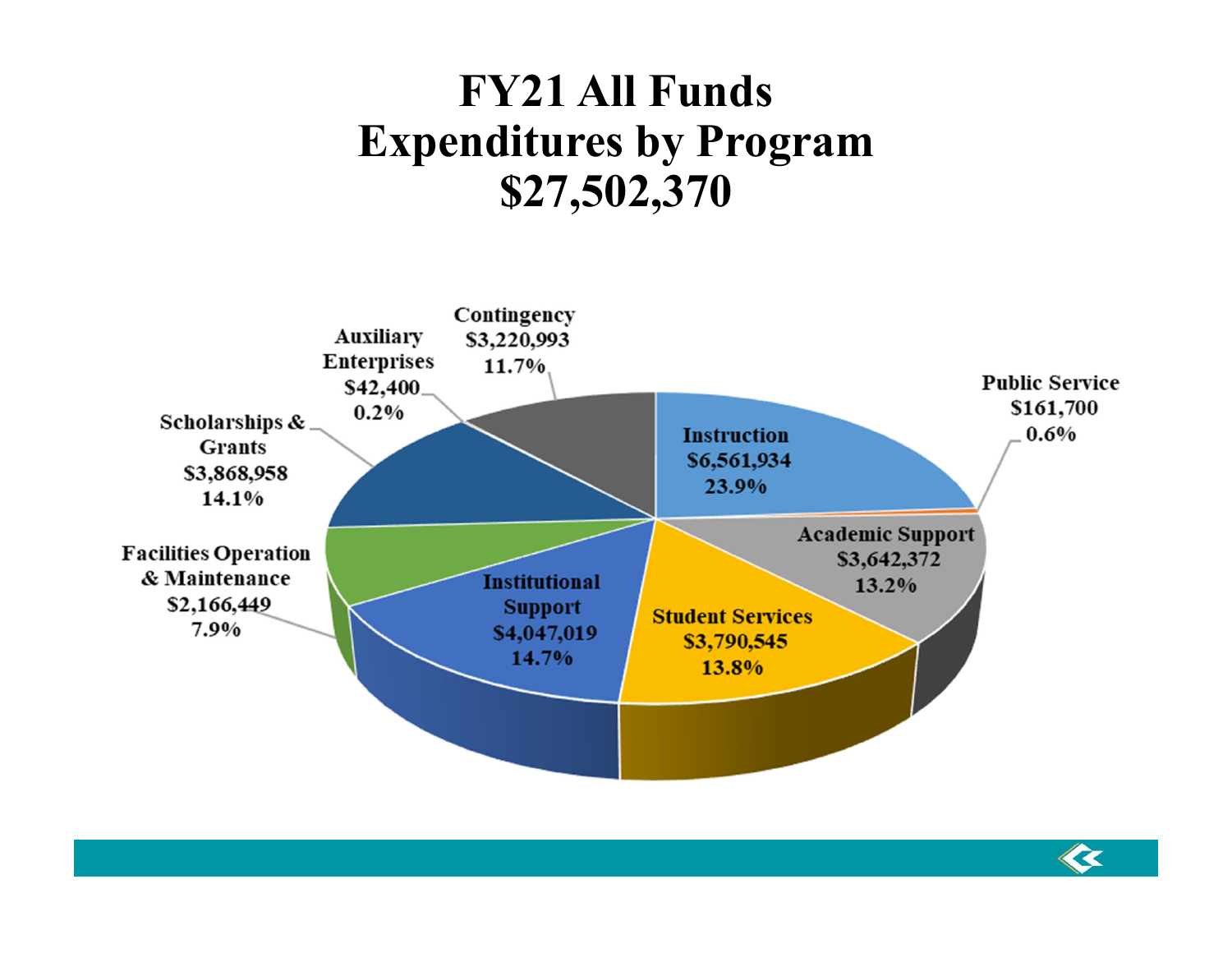# FY21 All Funds Expenditures by Program $27,502,370

| Program | Amount | Percent |
|---|---|---|
| Instruction | $6,561,934 | 23.9% |
| Public Service | $161,700 | 0.6% |
| Academic Support | $3,642,372 | 13.2% |
| Student Services | $3,790,545 | 13.8% |
| Institutional Support | $4,047,019 | 14.7% |
| Facilities Operation & Maintenance | $2,166,449 | 7.9% |
| Scholarships & Grants | $3,868,958 | 14.1% |
| Auxiliary Enterprises | $42,400 | 0.2% |
| Contingency | $3,220,993 | 11.7% |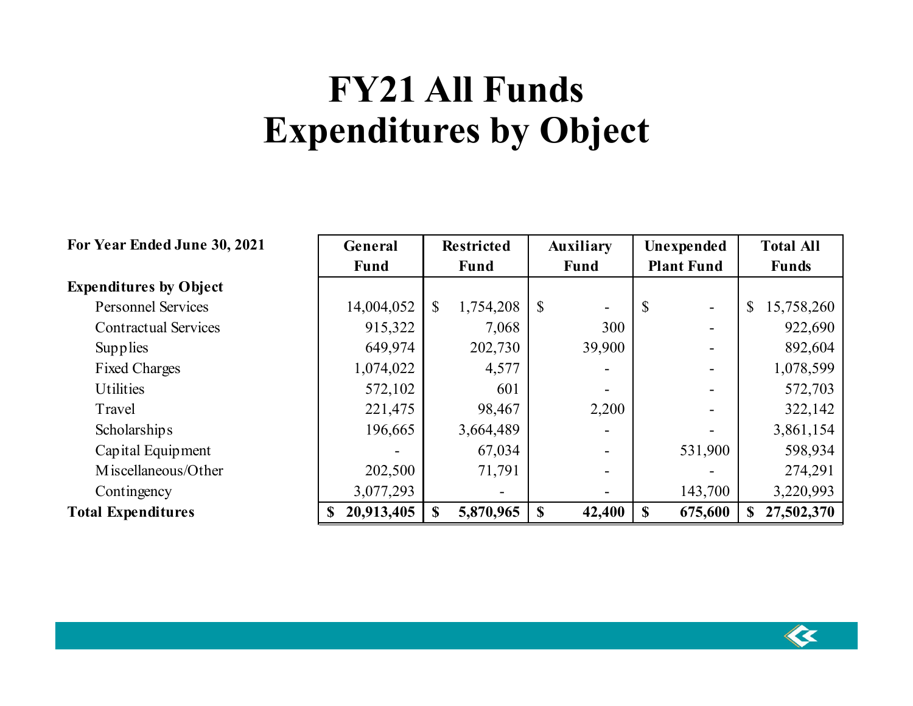# FY21 All Funds
# Expenditures by Object

| For Year Ended June 30, 2021 | General Fund | Restricted Fund | Auxiliary Fund | Unexpended Plant Fund | Total All Funds |
|---|---|---|---|---|---|
| **Expenditures by Object** | | | | | |
| Personnel Services | 14,004,052 | $ 1,754,208 | $ - | $ - | $ 15,758,260 |
| Contractual Services | 915,322 | 7,068 | 300 | - | 922,690 |
| Supplies | 649,974 | 202,730 | 39,900 | - | 892,604 |
| Fixed Charges | 1,074,022 | 4,577 | - | - | 1,078,599 |
| Utilities | 572,102 | 601 | - | - | 572,703 |
| Travel | 221,475 | 98,467 | 2,200 | - | 322,142 |
| Scholarships | 196,665 | 3,664,489 | - | - | 3,861,154 |
| Capital Equipment | - | 67,034 | - | 531,900 | 598,934 |
| Miscellaneous/Other | 202,500 | 71,791 | - | - | 274,291 |
| Contingency | 3,077,293 | - | - | 143,700 | 3,220,993 |
| **Total Expenditures** | **$ 20,913,405** | **$ 5,870,965** | **$ 42,400** | **$ 675,600** | **$ 27,502,370** |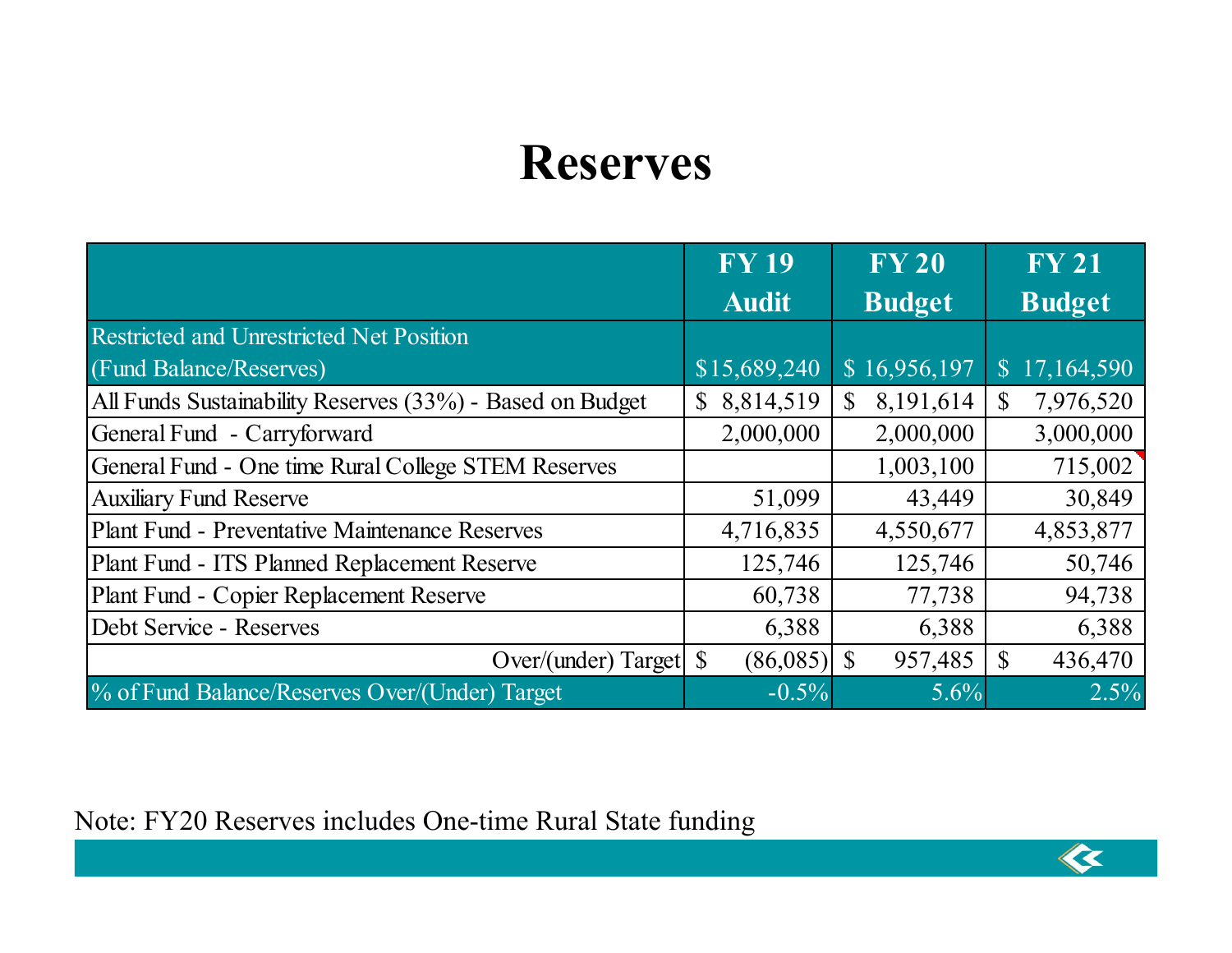# Reserves

| | FY 19 Audit | FY 20 Budget | FY 21 Budget |
|---|---|---|---|
| Restricted and Unrestricted Net Position (Fund Balance/Reserves) | $15,689,240 | $ 16,956,197 | $ 17,164,590 |
| All Funds Sustainability Reserves (33%) - Based on Budget | $ 8,814,519 | $ 8,191,614 | $ 7,976,520 |
| General Fund - Carryforward | 2,000,000 | 2,000,000 | 3,000,000 |
| General Fund - One time Rural College STEM Reserves | | 1,003,100 | 715,002 |
| Auxiliary Fund Reserve | 51,099 | 43,449 | 30,849 |
| Plant Fund - Preventative Maintenance Reserves | 4,716,835 | 4,550,677 | 4,853,877 |
| Plant Fund - ITS Planned Replacement Reserve | 125,746 | 125,746 | 50,746 |
| Plant Fund - Copier Replacement Reserve | 60,738 | 77,738 | 94,738 |
| Debt Service - Reserves | 6,388 | 6,388 | 6,388 |
| Over/(under) Target | $ (86,085) | $ 957,485 | $ 436,470 |
| % of Fund Balance/Reserves Over/(Under) Target | -0.5% | 5.6% | 2.5% |

Note: FY20 Reserves includes One-time Rural State funding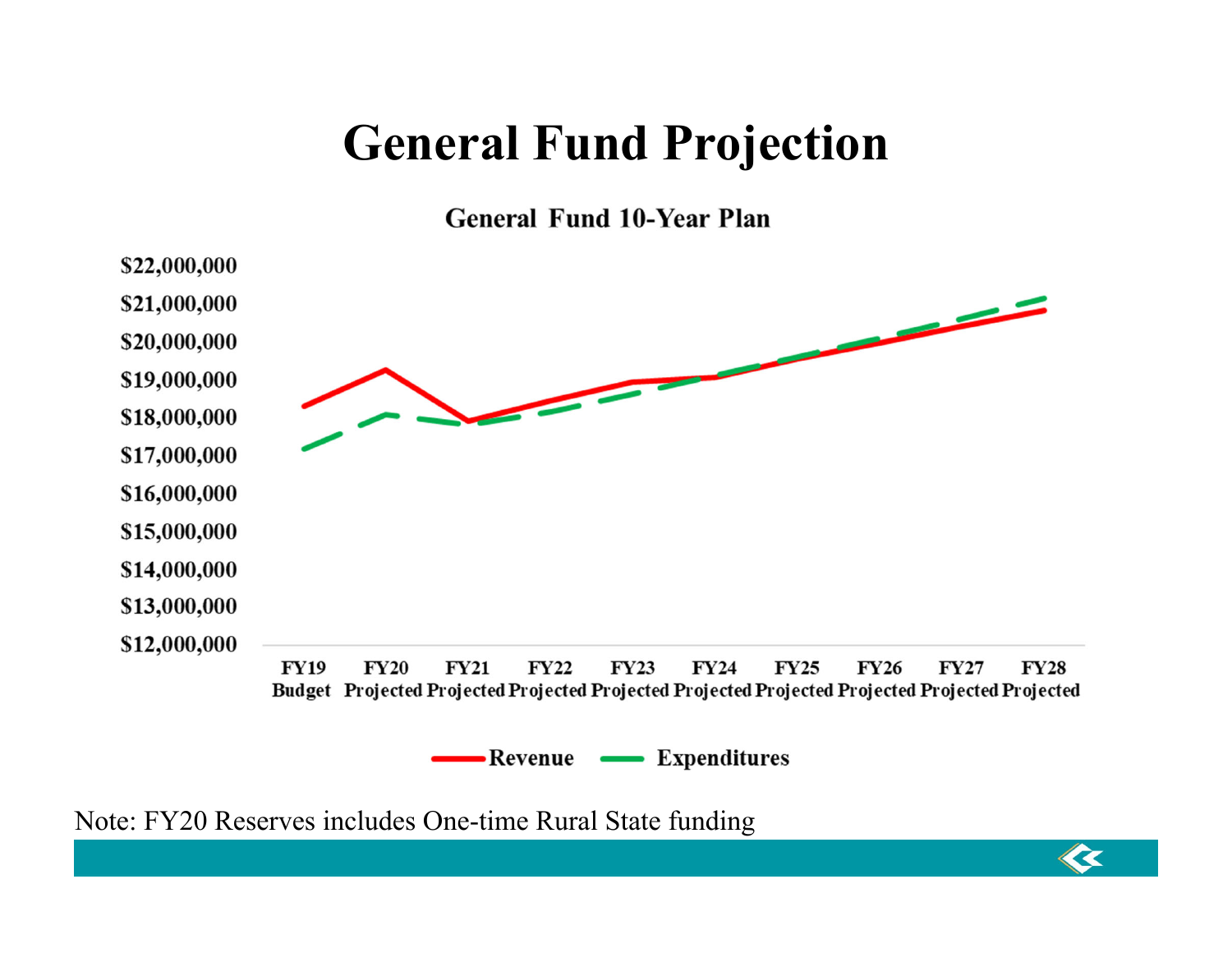# General Fund Projection

**General Fund 10-Year Plan**

$22,000,000
$21,000,000
$20,000,000
$19,000,000
$18,000,000
$17,000,000
$16,000,000
$15,000,000
$14,000,000
$13,000,000
$12,000,000

FY19 Budget | FY20 Projected | FY21 Projected | FY22 Projected | FY23 Projected | FY24 Projected | FY25 Projected | FY26 Projected | FY27 Projected | FY28 Projected

Revenue — Expenditures

Note: FY20 Reserves includes One-time Rural State funding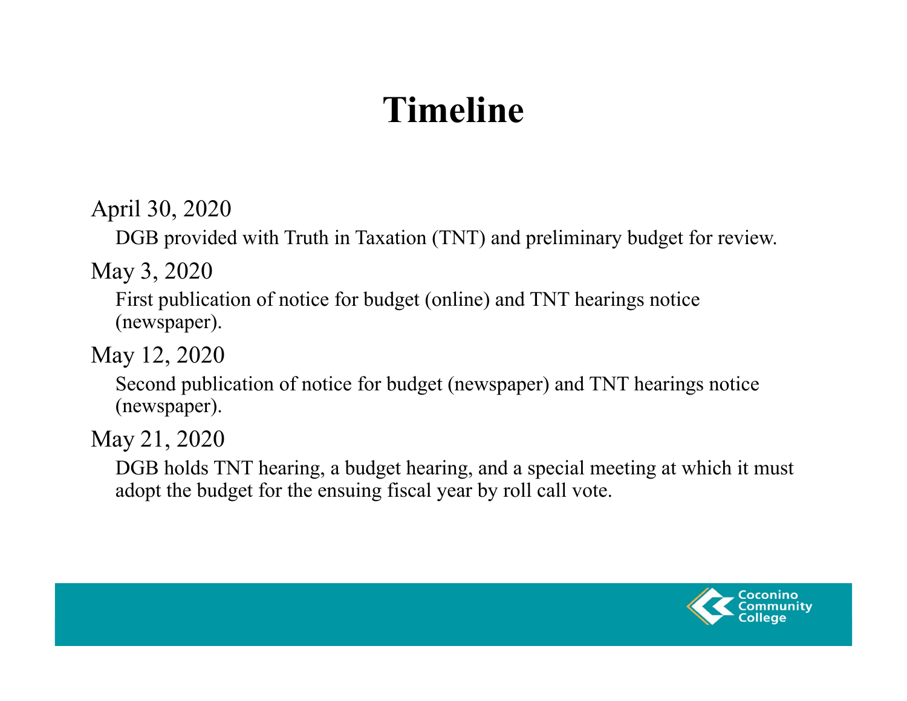# Timeline

April 30, 2020

DGB provided with Truth in Taxation (TNT) and preliminary budget for review.

May 3, 2020

First publication of notice for budget (online) and TNT hearings notice (newspaper).

May 12, 2020

Second publication of notice for budget (newspaper) and TNT hearings notice (newspaper).

May 21, 2020

DGB holds TNT hearing, a budget hearing, and a special meeting at which it must adopt the budget for the ensuing fiscal year by roll call vote.